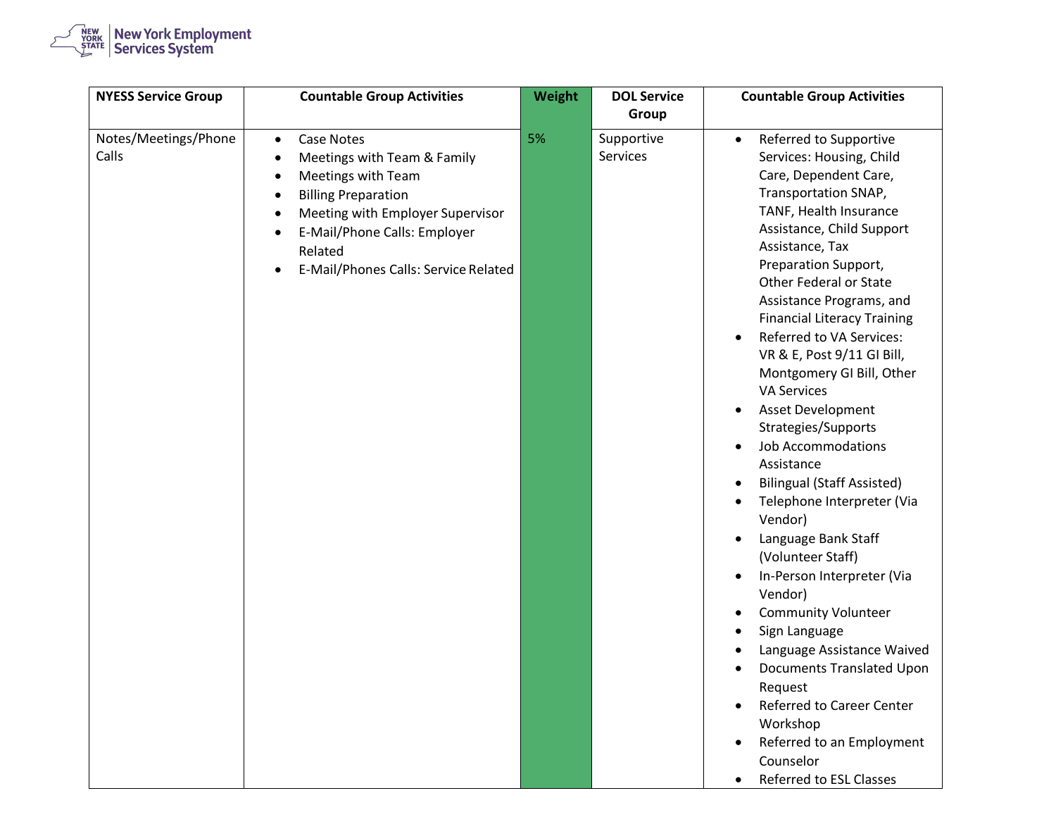| NYESS Service Group | Countable Group Activities | Weight | DOL Service Group | Countable Group Activities |
|---|---|---|---|---|
| Notes/Meetings/Phone Calls | • Case Notes<br>• Meetings with Team & Family<br>• Meetings with Team<br>• Billing Preparation<br>• Meeting with Employer Supervisor<br>• E-Mail/Phone Calls: Employer Related<br>• E-Mail/Phones Calls: Service Related | 5% | Supportive Services | • Referred to Supportive Services: Housing, Child Care, Dependent Care, Transportation SNAP, TANF, Health Insurance Assistance, Child Support Assistance, Tax Preparation Support, Other Federal or State Assistance Programs, and Financial Literacy Training<br>• Referred to VA Services: VR & E, Post 9/11 GI Bill, Montgomery GI Bill, Other VA Services<br>• Asset Development Strategies/Supports<br>• Job Accommodations Assistance<br>• Bilingual (Staff Assisted)<br>• Telephone Interpreter (Via Vendor)<br>• Language Bank Staff (Volunteer Staff)<br>• In-Person Interpreter (Via Vendor)<br>• Community Volunteer<br>• Sign Language<br>• Language Assistance Waived<br>• Documents Translated Upon Request<br>• Referred to Career Center Workshop<br>• Referred to an Employment Counselor<br>• Referred to ESL Classes |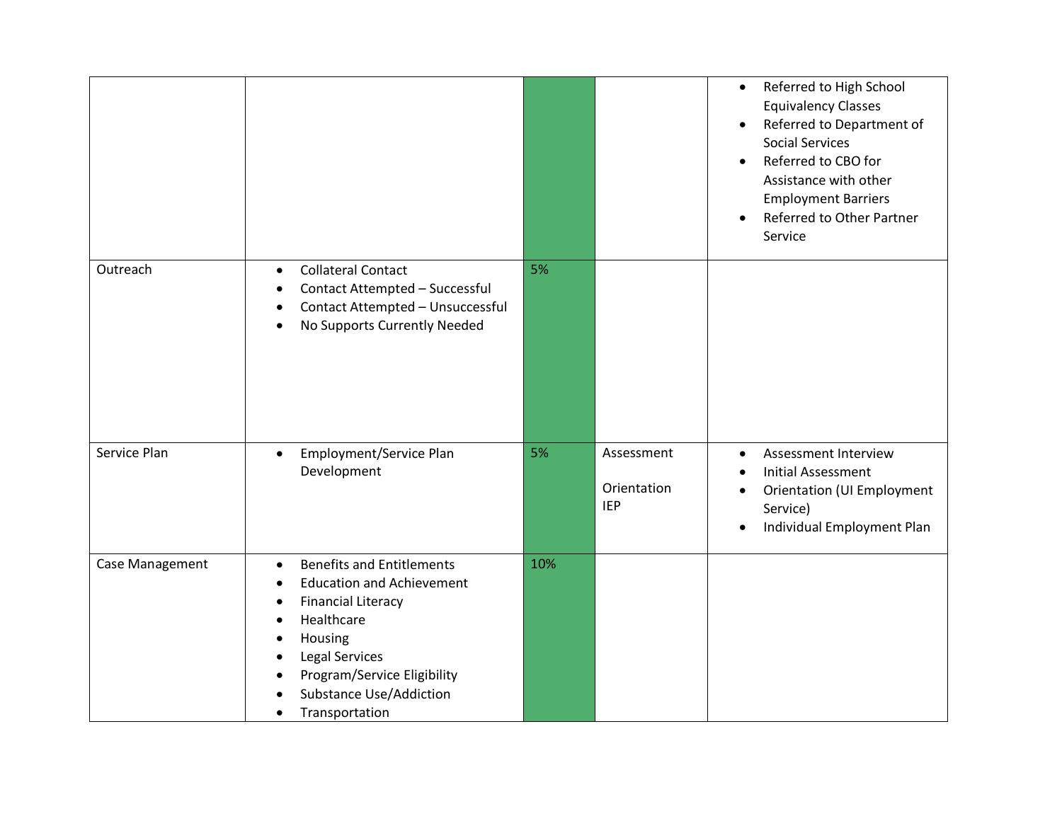| | | | | |
|---|---|---|---|---|
| | | | | • Referred to High School Equivalency Classes<br>• Referred to Department of Social Services<br>• Referred to CBO for Assistance with other Employment Barriers<br>• Referred to Other Partner Service |
| Outreach | • Collateral Contact<br>• Contact Attempted – Successful<br>• Contact Attempted – Unsuccessful<br>• No Supports Currently Needed | 5% | | |
| Service Plan | • Employment/Service Plan Development | 5% | Assessment<br><br>Orientation<br>IEP | • Assessment Interview<br>• Initial Assessment<br>• Orientation (UI Employment Service)<br>• Individual Employment Plan |
| Case Management | • Benefits and Entitlements<br>• Education and Achievement<br>• Financial Literacy<br>• Healthcare<br>• Housing<br>• Legal Services<br>• Program/Service Eligibility<br>• Substance Use/Addiction<br>• Transportation | 10% | | |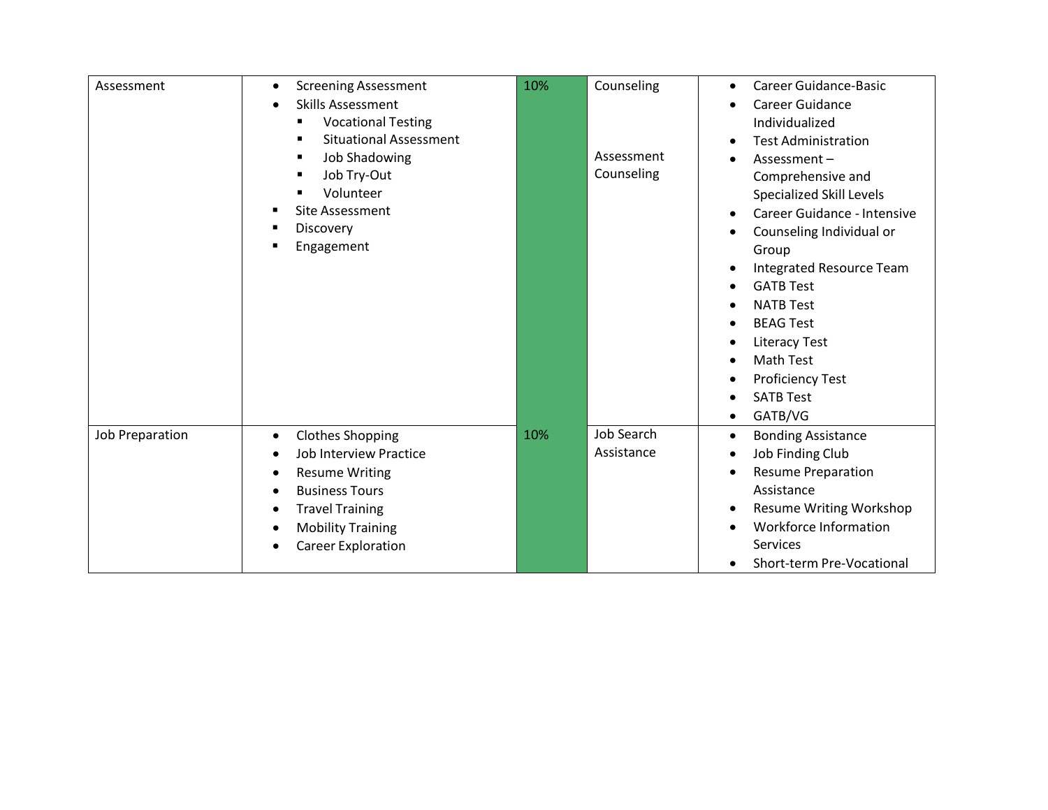| | | | | |
|---|---|---|---|---|
| Assessment | • Screening Assessment<br>• Skills Assessment<br>&nbsp;&nbsp;▪ Vocational Testing<br>&nbsp;&nbsp;▪ Situational Assessment<br>&nbsp;&nbsp;▪ Job Shadowing<br>&nbsp;&nbsp;▪ Job Try-Out<br>&nbsp;&nbsp;▪ Volunteer<br>▪ Site Assessment<br>▪ Discovery<br>▪ Engagement | 10% | Counseling<br><br>Assessment Counseling | • Career Guidance-Basic<br>• Career Guidance Individualized<br>• Test Administration<br>• Assessment – Comprehensive and Specialized Skill Levels<br>• Career Guidance - Intensive<br>• Counseling Individual or Group<br>• Integrated Resource Team<br>• GATB Test<br>• NATB Test<br>• BEAG Test<br>• Literacy Test<br>• Math Test<br>• Proficiency Test<br>• SATB Test<br>• GATB/VG |
| Job Preparation | • Clothes Shopping<br>• Job Interview Practice<br>• Resume Writing<br>• Business Tours<br>• Travel Training<br>• Mobility Training<br>• Career Exploration | 10% | Job Search Assistance | • Bonding Assistance<br>• Job Finding Club<br>• Resume Preparation Assistance<br>• Resume Writing Workshop<br>• Workforce Information Services<br>• Short-term Pre-Vocational |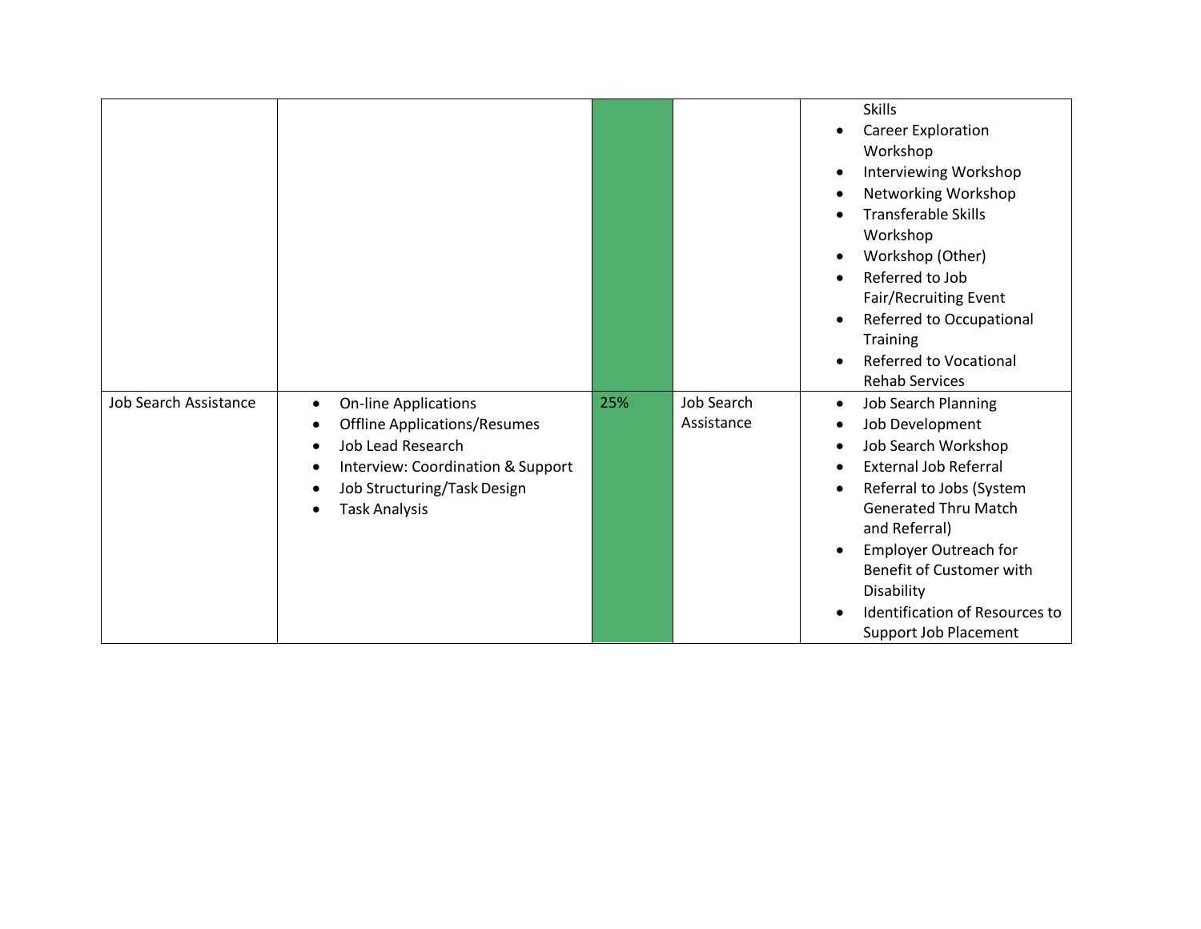| | | | | |
|---|---|---|---|---|
| | | | | Skills<br>• Career Exploration Workshop<br>• Interviewing Workshop<br>• Networking Workshop<br>• Transferable Skills Workshop<br>• Workshop (Other)<br>• Referred to Job Fair/Recruiting Event<br>• Referred to Occupational Training<br>• Referred to Vocational Rehab Services |
| Job Search Assistance | • On-line Applications<br>• Offline Applications/Resumes<br>• Job Lead Research<br>• Interview: Coordination & Support<br>• Job Structuring/Task Design<br>• Task Analysis | 25% | Job Search Assistance | • Job Search Planning<br>• Job Development<br>• Job Search Workshop<br>• External Job Referral<br>• Referral to Jobs (System Generated Thru Match and Referral)<br>• Employer Outreach for Benefit of Customer with Disability<br>• Identification of Resources to Support Job Placement |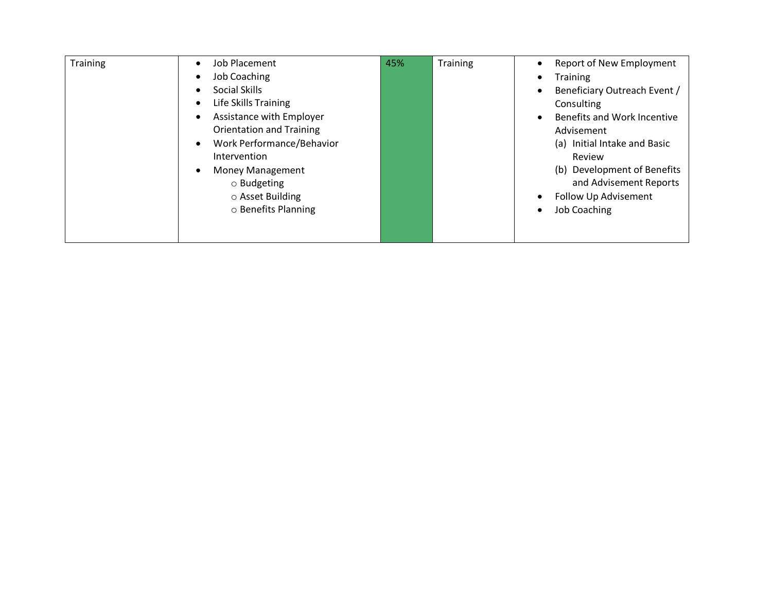| | | | | |
|---|---|---|---|---|
| Training | • Job Placement<br>• Job Coaching<br>• Social Skills<br>• Life Skills Training<br>• Assistance with Employer Orientation and Training<br>• Work Performance/Behavior Intervention<br>• Money Management<br>  ○ Budgeting<br>  ○ Asset Building<br>  ○ Benefits Planning | 45% | Training | • Report of New Employment<br>• Training<br>• Beneficiary Outreach Event / Consulting<br>• Benefits and Work Incentive Advisement<br>  (a) Initial Intake and Basic Review<br>  (b) Development of Benefits and Advisement Reports<br>• Follow Up Advisement<br>• Job Coaching |